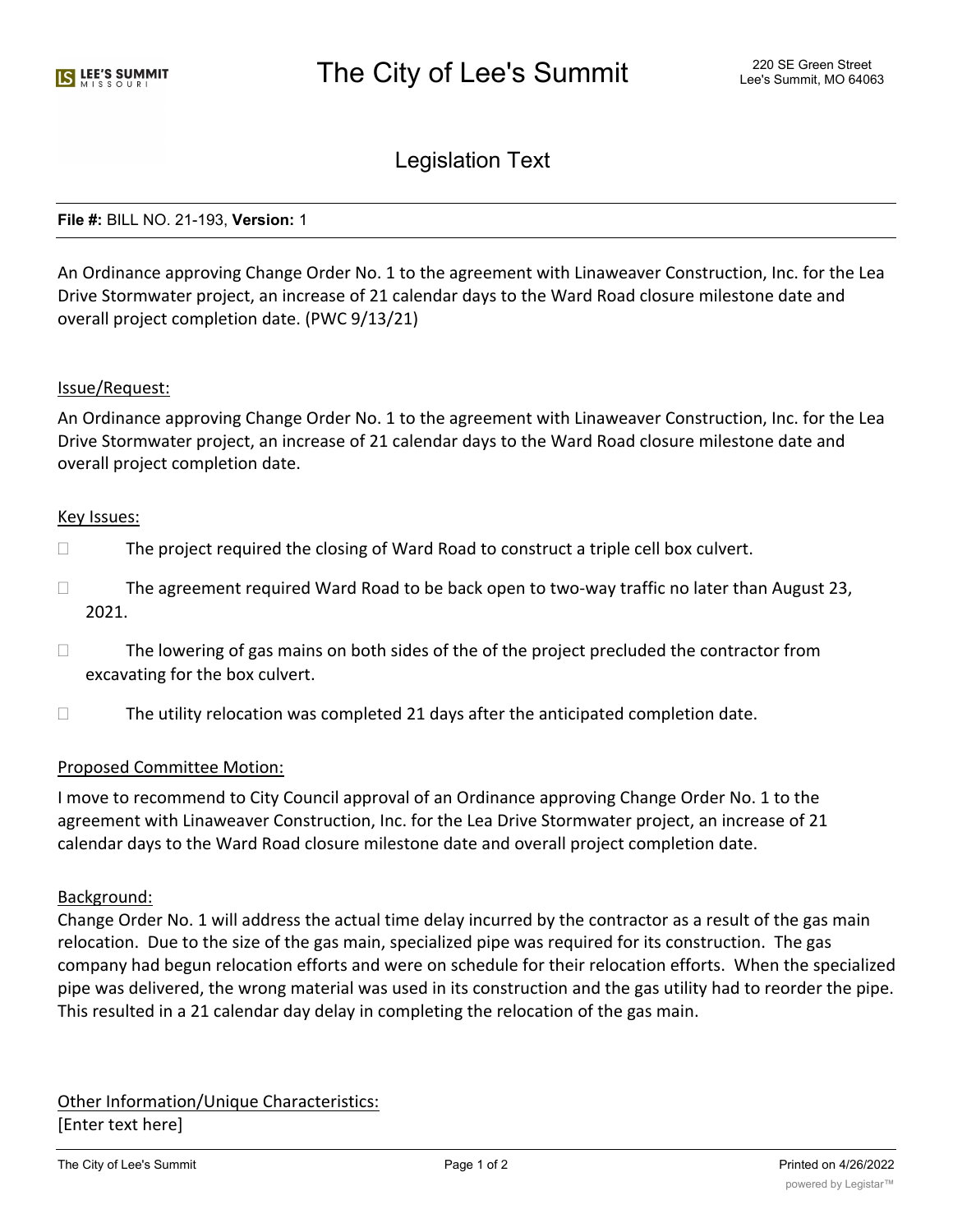# The City of Lee's Summit

220 SE Green Street
Lee's Summit, MO 64063

## Legislation Text

**File #:** BILL NO. 21-193, **Version:** 1

An Ordinance approving Change Order No. 1 to the agreement with Linaweaver Construction, Inc. for the Lea Drive Stormwater project, an increase of 21 calendar days to the Ward Road closure milestone date and overall project completion date. (PWC 9/13/21)

Issue/Request:

An Ordinance approving Change Order No. 1 to the agreement with Linaweaver Construction, Inc. for the Lea Drive Stormwater project, an increase of 21 calendar days to the Ward Road closure milestone date and overall project completion date.

Key Issues:

- The project required the closing of Ward Road to construct a triple cell box culvert.
- The agreement required Ward Road to be back open to two-way traffic no later than August 23, 2021.
- The lowering of gas mains on both sides of the of the project precluded the contractor from excavating for the box culvert.
- The utility relocation was completed 21 days after the anticipated completion date.

Proposed Committee Motion:

I move to recommend to City Council approval of an Ordinance approving Change Order No. 1 to the agreement with Linaweaver Construction, Inc. for the Lea Drive Stormwater project, an increase of 21 calendar days to the Ward Road closure milestone date and overall project completion date.

Background:

Change Order No. 1 will address the actual time delay incurred by the contractor as a result of the gas main relocation. Due to the size of the gas main, specialized pipe was required for its construction. The gas company had begun relocation efforts and were on schedule for their relocation efforts. When the specialized pipe was delivered, the wrong material was used in its construction and the gas utility had to reorder the pipe. This resulted in a 21 calendar day delay in completing the relocation of the gas main.

Other Information/Unique Characteristics:

[Enter text here]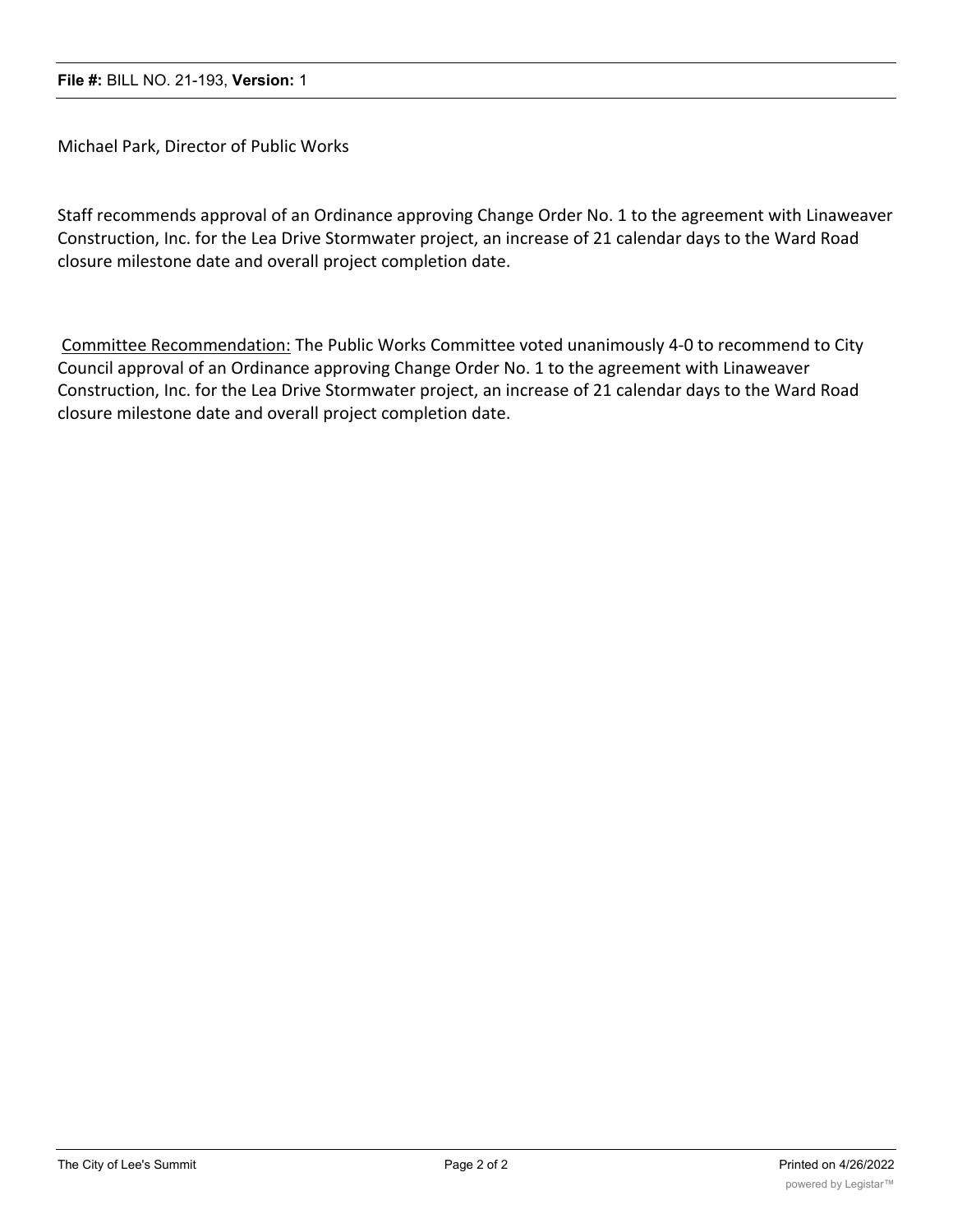**File #:** BILL NO. 21-193, **Version:** 1

Michael Park, Director of Public Works

Staff recommends approval of an Ordinance approving Change Order No. 1 to the agreement with Linaweaver Construction, Inc. for the Lea Drive Stormwater project, an increase of 21 calendar days to the Ward Road closure milestone date and overall project completion date.

Committee Recommendation: The Public Works Committee voted unanimously 4-0 to recommend to City Council approval of an Ordinance approving Change Order No. 1 to the agreement with Linaweaver Construction, Inc. for the Lea Drive Stormwater project, an increase of 21 calendar days to the Ward Road closure milestone date and overall project completion date.